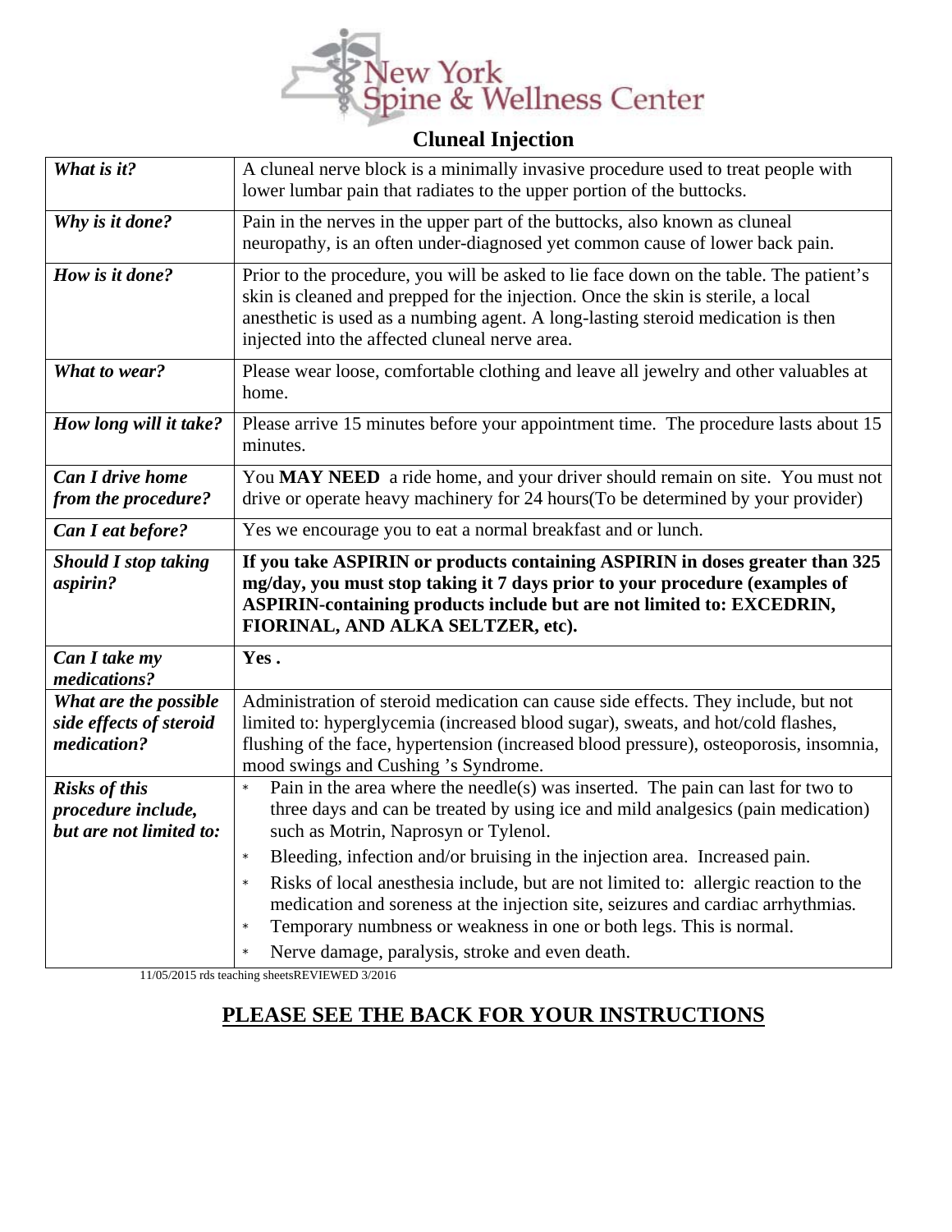# New York Spine & Wellness Center

## Cluneal Injection

| | |
|---|---|
| ***What is it?*** | A cluneal nerve block is a minimally invasive procedure used to treat people with lower lumbar pain that radiates to the upper portion of the buttocks. |
| ***Why is it done?*** | Pain in the nerves in the upper part of the buttocks, also known as cluneal neuropathy, is an often under-diagnosed yet common cause of lower back pain. |
| ***How is it done?*** | Prior to the procedure, you will be asked to lie face down on the table. The patient's skin is cleaned and prepped for the injection. Once the skin is sterile, a local anesthetic is used as a numbing agent. A long-lasting steroid medication is then injected into the affected cluneal nerve area. |
| ***What to wear?*** | Please wear loose, comfortable clothing and leave all jewelry and other valuables at home. |
| ***How long will it take?*** | Please arrive 15 minutes before your appointment time. The procedure lasts about 15 minutes. |
| ***Can I drive home from the procedure?*** | You **MAY NEED** a ride home, and your driver should remain on site. You must not drive or operate heavy machinery for 24 hours(To be determined by your provider) |
| ***Can I eat before?*** | Yes we encourage you to eat a normal breakfast and or lunch. |
| ***Should I stop taking aspirin?*** | **If you take ASPIRIN or products containing ASPIRIN in doses greater than 325 mg/day, you must stop taking it 7 days prior to your procedure (examples of ASPIRIN-containing products include but are not limited to: EXCEDRIN, FIORINAL, AND ALKA SELTZER, etc).** |
| ***Can I take my medications?*** | **Yes .** |
| ***What are the possible side effects of steroid medication?*** | Administration of steroid medication can cause side effects. They include, but not limited to: hyperglycemia (increased blood sugar), sweats, and hot/cold flashes, flushing of the face, hypertension (increased blood pressure), osteoporosis, insomnia, mood swings and Cushing 's Syndrome. |
| ***Risks of this procedure include, but are not limited to:*** | * Pain in the area where the needle(s) was inserted. The pain can last for two to three days and can be treated by using ice and mild analgesics (pain medication) such as Motrin, Naprosyn or Tylenol.<br>* Bleeding, infection and/or bruising in the injection area. Increased pain.<br>* Risks of local anesthesia include, but are not limited to: allergic reaction to the medication and soreness at the injection site, seizures and cardiac arrhythmias.<br>* Temporary numbness or weakness in one or both legs. This is normal.<br>* Nerve damage, paralysis, stroke and even death. |

11/05/2015 rds teaching sheetsREVIEWED 3/2016

**PLEASE SEE THE BACK FOR YOUR INSTRUCTIONS**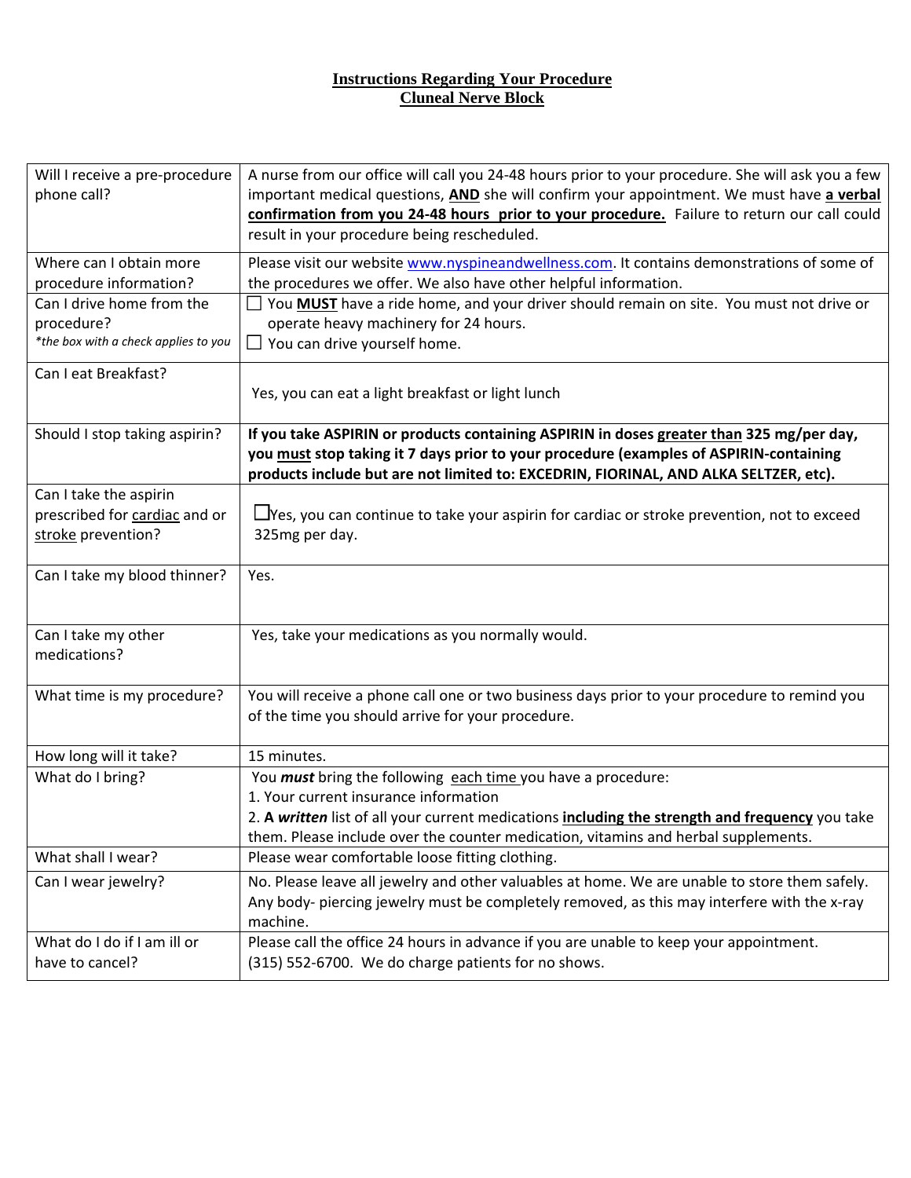# Instructions Regarding Your Procedure
## Cluneal Nerve Block

| | |
|---|---|
| Will I receive a pre-procedure phone call? | A nurse from our office will call you 24-48 hours prior to your procedure. She will ask you a few important medical questions, **AND** she will confirm your appointment. We must have **a verbal confirmation from you 24-48 hours prior to your procedure.** Failure to return our call could result in your procedure being rescheduled. |
| Where can I obtain more procedure information? | Please visit our website www.nyspineandwellness.com. It contains demonstrations of some of the procedures we offer. We also have other helpful information. |
| Can I drive home from the procedure? *\*the box with a check applies to you* | ☐ You **MUST** have a ride home, and your driver should remain on site. You must not drive or operate heavy machinery for 24 hours. ☐ You can drive yourself home. |
| Can I eat Breakfast? | Yes, you can eat a light breakfast or light lunch |
| Should I stop taking aspirin? | **If you take ASPIRIN or products containing ASPIRIN in doses greater than 325 mg/per day, you must stop taking it 7 days prior to your procedure (examples of ASPIRIN-containing products include but are not limited to: EXCEDRIN, FIORINAL, AND ALKA SELTZER, etc).** |
| Can I take the aspirin prescribed for cardiac and or stroke prevention? | ☐Yes, you can continue to take your aspirin for cardiac or stroke prevention, not to exceed 325mg per day. |
| Can I take my blood thinner? | Yes. |
| Can I take my other medications? | Yes, take your medications as you normally would. |
| What time is my procedure? | You will receive a phone call one or two business days prior to your procedure to remind you of the time you should arrive for your procedure. |
| How long will it take? | 15 minutes. |
| What do I bring? | You ***must*** bring the following each time you have a procedure: 1. Your current insurance information 2. **A *written*** list of all your current medications **including the strength and frequency** you take them. Please include over the counter medication, vitamins and herbal supplements. |
| What shall I wear? | Please wear comfortable loose fitting clothing. |
| Can I wear jewelry? | No. Please leave all jewelry and other valuables at home. We are unable to store them safely. Any body- piercing jewelry must be completely removed, as this may interfere with the x-ray machine. |
| What do I do if I am ill or have to cancel? | Please call the office 24 hours in advance if you are unable to keep your appointment. (315) 552-6700. We do charge patients for no shows. |